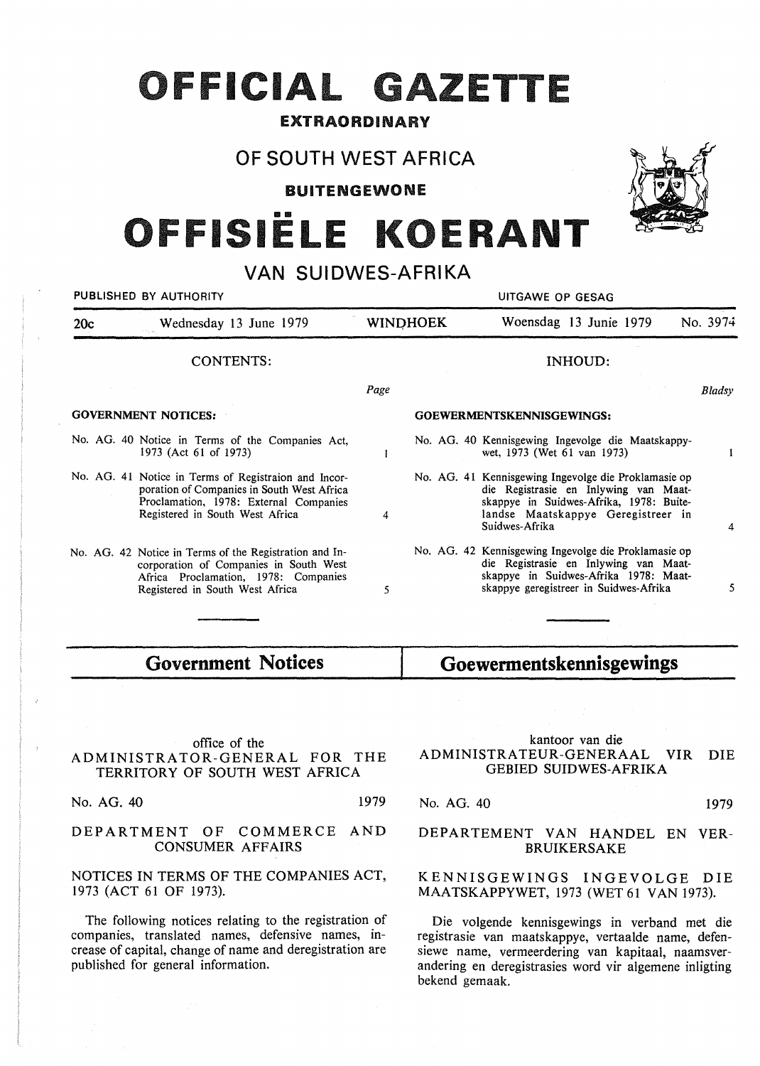# OFFICIAL GAZETTE

**EXTRAORDINARY**

## OF SOUTH WEST AFRICA

**BUITENGEWONE**

# OFFISIËLE KOERANT

## VAN SUIDWES-AFRIKA

PUBLISHED BY AUTHORITY — UITGAWE OP GESAG

| 20c | Wednesday 13 June 1979 | WINDHOEK | Woensdag 13 Junie 1979 | No. 3974 |
|---|---|---|---|---|

CONTENTS:

| | Page |
|---|---|
| **GOVERNMENT NOTICES:** | |
| No. AG. 40 Notice in Terms of the Companies Act, 1973 (Act 61 of 1973) | 1 |
| No. AG. 41 Notice in Terms of Registraion and Incorporation of Companies in South West Africa Proclamation, 1978: External Companies Registered in South West Africa | 4 |
| No. AG. 42 Notice in Terms of the Registration and Incorporation of Companies in South West Africa Proclamation, 1978: Companies Registered in South West Africa | 5 |

INHOUD:

| | Bladsy |
|---|---|
| **GOEWERMENTSKENNISGEWINGS:** | |
| No. AG. 40 Kennisgewing Ingevolge die Maatskappywet, 1973 (Wet 61 van 1973) | 1 |
| No. AG. 41 Kennisgewing Ingevolge die Proklamasie op die Registrasie en Inlywing van Maatskappye in Suidwes-Afrika, 1978: Buitelandse Maatskappye Geregistreer in Suidwes-Afrika | 4 |
| No. AG. 42 Kennisgewing Ingevolge die Proklamasie op die Registrasie en Inlywing van Maatskappye in Suidwes-Afrika 1978: Maatskappye geregistreer in Suidwes-Afrika | 5 |

## Government Notices

office of the
ADMINISTRATOR-GENERAL FOR THE TERRITORY OF SOUTH WEST AFRICA

No. AG. 40 1979

DEPARTMENT OF COMMERCE AND CONSUMER AFFAIRS

NOTICES IN TERMS OF THE COMPANIES ACT, 1973 (ACT 61 OF 1973).

The following notices relating to the registration of companies, translated names, defensive names, increase of capital, change of name and deregistration are published for general information.

## Goewermentskennisgewings

kantoor van die
ADMINISTRATEUR-GENERAAL VIR DIE GEBIED SUIDWES-AFRIKA

No. AG. 40 1979

DEPARTEMENT VAN HANDEL EN VERBRUIKERSAKE

KENNISGEWINGS INGEVOLGE DIE MAATSKAPPYWET, 1973 (WET 61 VAN 1973).

Die volgende kennisgewings in verband met die registrasie van maatskappye, vertaalde name, defensiewe name, vermeerdering van kapitaal, naamsverandering en deregistrasies word vir algemene inligting bekend gemaak.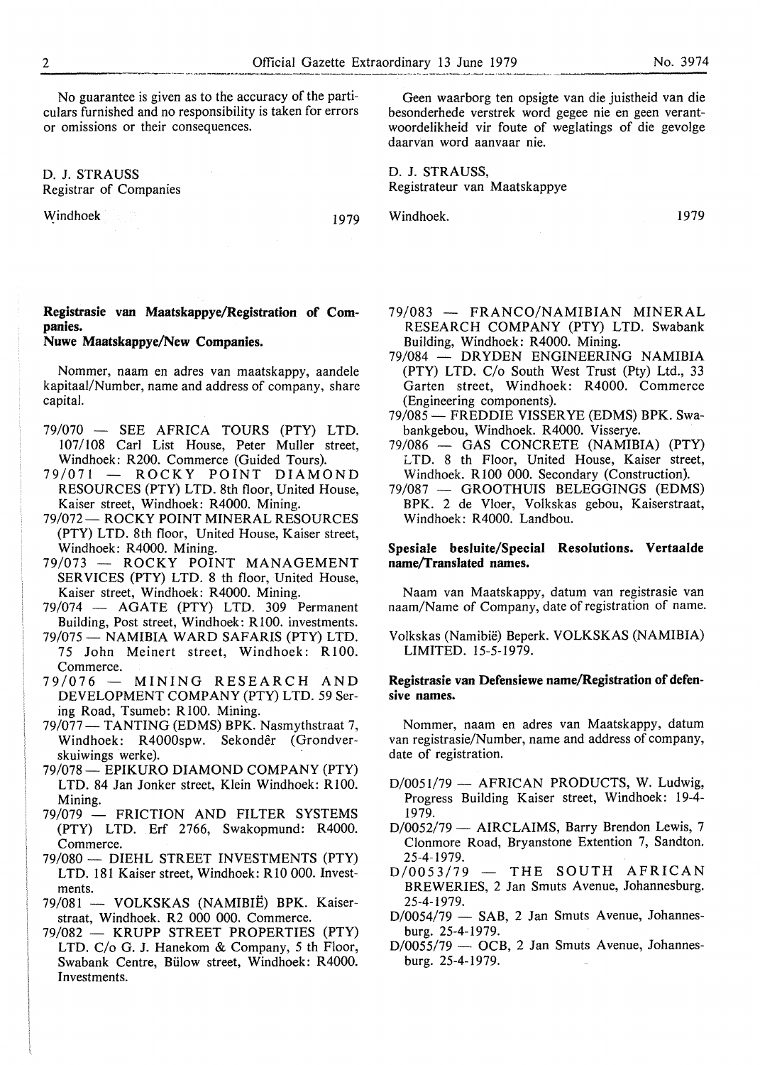No guarantee is given as to the accuracy of the particulars furnished and no responsibility is taken for errors or omissions or their consequences.

D. J. STRAUSS
Registrar of Companies

Windhoek 1979

Geen waarborg ten opsigte van die juistheid van die besonderhede verstrek word gegee nie en geen verantwoordelikheid vir foute of weglatings of die gevolge daarvan word aanvaar nie.

D. J. STRAUSS,
Registrateur van Maatskappye

Windhoek. 1979

**Registrasie van Maatskappye/Registration of Companies.**
**Nuwe Maatskappye/New Companies.**

Nommer, naam en adres van maatskappy, aandele kapitaal/Number, name and address of company, share capital.

- 79/070 — SEE AFRICA TOURS (PTY) LTD. 107/108 Carl List House, Peter Muller street, Windhoek: R200. Commerce (Guided Tours).
- 79/071 — ROCKY POINT DIAMOND RESOURCES (PTY) LTD. 8th floor, United House, Kaiser street, Windhoek: R4000. Mining.
- 79/072 — ROCKY POINT MINERAL RESOURCES (PTY) LTD. 8th floor, United House, Kaiser street, Windhoek: R4000. Mining.
- 79/073 — ROCKY POINT MANAGEMENT SERVICES (PTY) LTD. 8 th floor, United House, Kaiser street, Windhoek: R4000. Mining.
- 79/074 — AGATE (PTY) LTD. 309 Permanent Building, Post street, Windhoek: R100. investments.
- 79/075 — NAMIBIA WARD SAFARIS (PTY) LTD. 75 John Meinert street, Windhoek: R100. Commerce.
- 79/076 — MINING RESEARCH AND DEVELOPMENT COMPANY (PTY) LTD. 59 Sering Road, Tsumeb: R100. Mining.
- 79/077 — TANTING (EDMS) BPK. Nasmythstraat 7, Windhoek: R4000spw. Sekondêr (Grondverskuiwings werke).
- 79/078 — EPIKURO DIAMOND COMPANY (PTY) LTD. 84 Jan Jonker street, Klein Windhoek: R100. Mining.
- 79/079 — FRICTION AND FILTER SYSTEMS (PTY) LTD. Erf 2766, Swakopmund: R4000. Commerce.
- 79/080 — DIEHL STREET INVESTMENTS (PTY) LTD. 181 Kaiser street, Windhoek: R10 000. Investments.
- 79/081 — VOLKSKAS (NAMIBIË) BPK. Kaiserstraat, Windhoek. R2 000 000. Commerce.
- 79/082 — KRUPP STREET PROPERTIES (PTY) LTD. C/o G. J. Hanekom & Company, 5 th Floor, Swabank Centre, Bülow street, Windhoek: R4000. Investments.
- 79/083 — FRANCO/NAMIBIAN MINERAL RESEARCH COMPANY (PTY) LTD. Swabank Building, Windhoek: R4000. Mining.
- 79/084 — DRYDEN ENGINEERING NAMIBIA (PTY) LTD. C/o South West Trust (Pty) Ltd., 33 Garten street, Windhoek: R4000. Commerce (Engineering components).
- 79/085 — FREDDIE VISSERYE (EDMS) BPK. Swabankgebou, Windhoek. R4000. Visserye.
- 79/086 — GAS CONCRETE (NAMIBIA) (PTY) LTD. 8 th Floor, United House, Kaiser street, Windhoek. R100 000. Secondary (Construction).
- 79/087 — GROOTHUIS BELEGGINGS (EDMS) BPK. 2 de Vloer, Volkskas gebou, Kaiserstraat, Windhoek: R4000. Landbou.

**Spesiale besluite/Special Resolutions. Vertaalde name/Translated names.**

Naam van Maatskappy, datum van registrasie van naam/Name of Company, date of registration of name.

Volkskas (Namibië) Beperk. VOLKSKAS (NAMIBIA) LIMITED. 15-5-1979.

**Registrasie van Defensiewe name/Registration of defensive names.**

Nommer, naam en adres van Maatskappy, datum van registrasie/Number, name and address of company, date of registration.

- D/0051/79 — AFRICAN PRODUCTS, W. Ludwig, Progress Building Kaiser street, Windhoek: 19-4-1979.
- D/0052/79 — AIRCLAIMS, Barry Brendon Lewis, 7 Clonmore Road, Bryanstone Extention 7, Sandton. 25-4-1979.
- D/0053/79 — THE SOUTH AFRICAN BREWERIES, 2 Jan Smuts Avenue, Johannesburg. 25-4-1979.
- D/0054/79 — SAB, 2 Jan Smuts Avenue, Johannesburg. 25-4-1979.
- D/0055/79 — OCB, 2 Jan Smuts Avenue, Johannesburg. 25-4-1979.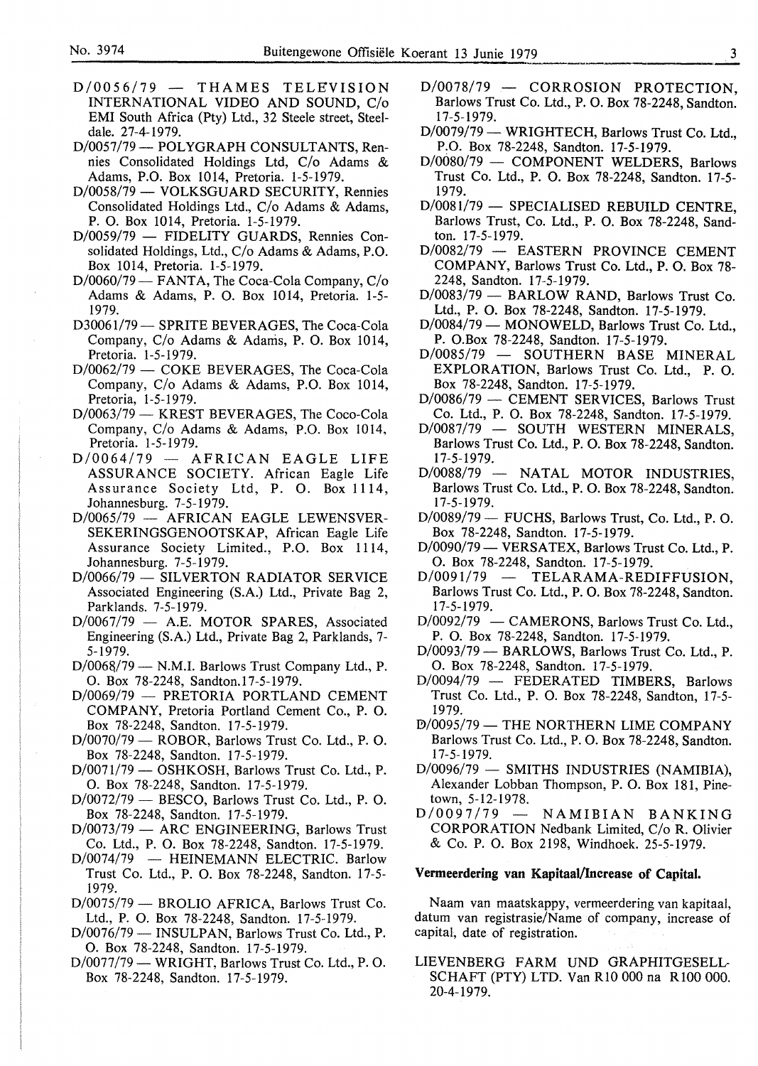D/0056/79 — THAMES TELEVISION INTERNATIONAL VIDEO AND SOUND, C/o EMI South Africa (Pty) Ltd., 32 Steele street, Steeldale. 27-4-1979.

D/0057/79 — POLYGRAPH CONSULTANTS, Rennies Consolidated Holdings Ltd, C/o Adams & Adams, P.O. Box 1014, Pretoria. 1-5-1979.

D/0058/79 — VOLKSGUARD SECURITY, Rennies Consolidated Holdings Ltd., C/o Adams & Adams, P. O. Box 1014, Pretoria. 1-5-1979.

D/0059/79 — FIDELITY GUARDS, Rennies Consolidated Holdings, Ltd., C/o Adams & Adams, P.O. Box 1014, Pretoria. 1-5-1979.

D/0060/79 — FANTA, The Coca-Cola Company, C/o Adams & Adams, P. O. Box 1014, Pretoria. 1-5-1979.

D30061/79 — SPRITE BEVERAGES, The Coca-Cola Company, C/o Adams & Adams, P. O. Box 1014, Pretoria. 1-5-1979.

D/0062/79 — COKE BEVERAGES, The Coca-Cola Company, C/o Adams & Adams, P.O. Box 1014, Pretoria, 1-5-1979.

D/0063/79 — KREST BEVERAGES, The Coco-Cola Company, C/o Adams & Adams, P.O. Box 1014, Pretoria. 1-5-1979.

D/0064/79 — AFRICAN EAGLE LIFE ASSURANCE SOCIETY. African Eagle Life Assurance Society Ltd, P. O. Box 1114, Johannesburg. 7-5-1979.

D/0065/79 — AFRICAN EAGLE LEWENSVERSEKERINGSGENOOTSKAP, African Eagle Life Assurance Society Limited., P.O. Box 1114, Johannesburg. 7-5-1979.

D/0066/79 — SILVERTON RADIATOR SERVICE Associated Engineering (S.A.) Ltd., Private Bag 2, Parklands. 7-5-1979.

D/0067/79 — A.E. MOTOR SPARES, Associated Engineering (S.A.) Ltd., Private Bag 2, Parklands, 7-5-1979.

D/0068/79 — N.M.I. Barlows Trust Company Ltd., P. O. Box 78-2248, Sandton.17-5-1979.

D/0069/79 — PRETORIA PORTLAND CEMENT COMPANY, Pretoria Portland Cement Co., P. O. Box 78-2248, Sandton. 17-5-1979.

D/0070/79 — ROBOR, Barlows Trust Co. Ltd., P. O. Box 78-2248, Sandton. 17-5-1979.

D/0071/79 — OSHKOSH, Barlows Trust Co. Ltd., P. O. Box 78-2248, Sandton. 17-5-1979.

D/0072/79 — BESCO, Barlows Trust Co. Ltd., P. O. Box 78-2248, Sandton. 17-5-1979.

D/0073/79 — ARC ENGINEERING, Barlows Trust Co. Ltd., P. O. Box 78-2248, Sandton. 17-5-1979.

D/0074/79 — HEINEMANN ELECTRIC. Barlow Trust Co. Ltd., P. O. Box 78-2248, Sandton. 17-5-1979.

D/0075/79 — BROLIO AFRICA, Barlows Trust Co. Ltd., P. O. Box 78-2248, Sandton. 17-5-1979.

D/0076/79 — INSULPAN, Barlows Trust Co. Ltd., P. O. Box 78-2248, Sandton. 17-5-1979.

D/0077/79 — WRIGHT, Barlows Trust Co. Ltd., P. O. Box 78-2248, Sandton. 17-5-1979.

D/0078/79 — CORROSION PROTECTION, Barlows Trust Co. Ltd., P. O. Box 78-2248, Sandton. 17-5-1979.

D/0079/79 — WRIGHTECH, Barlows Trust Co. Ltd., P.O. Box 78-2248, Sandton. 17-5-1979.

D/0080/79 — COMPONENT WELDERS, Barlows Trust Co. Ltd., P. O. Box 78-2248, Sandton. 17-5-1979.

D/0081/79 — SPECIALISED REBUILD CENTRE, Barlows Trust, Co. Ltd., P. O. Box 78-2248, Sandton. 17-5-1979.

D/0082/79 — EASTERN PROVINCE CEMENT COMPANY, Barlows Trust Co. Ltd., P. O. Box 78-2248, Sandton. 17-5-1979.

D/0083/79 — BARLOW RAND, Barlows Trust Co. Ltd., P. O. Box 78-2248, Sandton. 17-5-1979.

D/0084/79 — MONOWELD, Barlows Trust Co. Ltd., P. O.Box 78-2248, Sandton. 17-5-1979.

D/0085/79 — SOUTHERN BASE MINERAL EXPLORATION, Barlows Trust Co. Ltd., P. O. Box 78-2248, Sandton. 17-5-1979.

D/0086/79 — CEMENT SERVICES, Barlows Trust Co. Ltd., P. O. Box 78-2248, Sandton. 17-5-1979.

D/0087/79 — SOUTH WESTERN MINERALS, Barlows Trust Co. Ltd., P. O. Box 78-2248, Sandton. 17-5-1979.

D/0088/79 — NATAL MOTOR INDUSTRIES, Barlows Trust Co. Ltd., P. O. Box 78-2248, Sandton. 17-5-1979.

D/0089/79 — FUCHS, Barlows Trust, Co. Ltd., P. O. Box 78-2248, Sandton. 17-5-1979.

D/0090/79 — VERSATEX, Barlows Trust Co. Ltd., P. O. Box 78-2248, Sandton. 17-5-1979.

D/0091/79 — TELARAMA-REDIFFUSION, Barlows Trust Co. Ltd., P. O. Box 78-2248, Sandton. 17-5-1979.

D/0092/79 — CAMERONS, Barlows Trust Co. Ltd., P. O. Box 78-2248, Sandton. 17-5-1979.

D/0093/79 — BARLOWS, Barlows Trust Co. Ltd., P. O. Box 78-2248, Sandton. 17-5-1979.

D/0094/79 — FEDERATED TIMBERS, Barlows Trust Co. Ltd., P. O. Box 78-2248, Sandton, 17-5-1979.

D/0095/79 — THE NORTHERN LIME COMPANY Barlows Trust Co. Ltd., P. O. Box 78-2248, Sandton. 17-5-1979.

D/0096/79 — SMITHS INDUSTRIES (NAMIBIA), Alexander Lobban Thompson, P. O. Box 181, Pinetown, 5-12-1978.

D/0097/79 — NAMIBIAN BANKING CORPORATION Nedbank Limited, C/o R. Olivier & Co. P. O. Box 2198, Windhoek. 25-5-1979.

**Vermeerdering van Kapitaal/Increase of Capital.**

Naam van maatskappy, vermeerdering van kapitaal, datum van registrasie/Name of company, increase of capital, date of registration.

LIEVENBERG FARM UND GRAPHITGESELLSCHAFT (PTY) LTD. Van R10 000 na R100 000. 20-4-1979.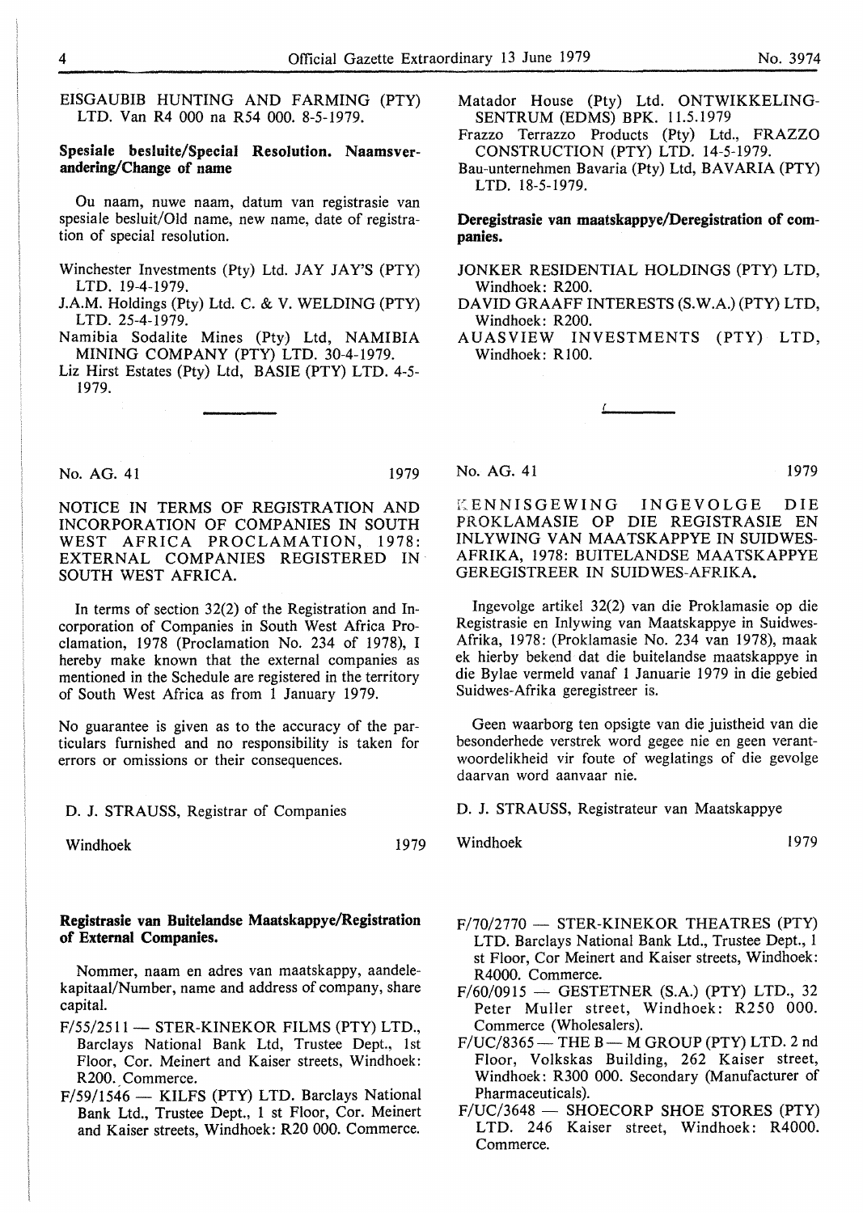EISGAUBIB HUNTING AND FARMING (PTY) LTD. Van R4 000 na R54 000. 8-5-1979.

**Spesiale besluite/Special Resolution. Naamsverandering/Change of name**

Ou naam, nuwe naam, datum van registrasie van spesiale besluit/Old name, new name, date of registration of special resolution.

Winchester Investments (Pty) Ltd. JAY JAY'S (PTY) LTD. 19-4-1979.
J.A.M. Holdings (Pty) Ltd. C. & V. WELDING (PTY) LTD. 25-4-1979.
Namibia Sodalite Mines (Pty) Ltd, NAMIBIA MINING COMPANY (PTY) LTD. 30-4-1979.
Liz Hirst Estates (Pty) Ltd, BASIE (PTY) LTD. 4-5-1979.
Matador House (Pty) Ltd. ONTWIKKELINGSENTRUM (EDMS) BPK. 11.5.1979
Frazzo Terrazzo Products (Pty) Ltd., FRAZZO CONSTRUCTION (PTY) LTD. 14-5-1979.
Bau-unternehmen Bavaria (Pty) Ltd, BAVARIA (PTY) LTD. 18-5-1979.

**Deregistrasie van maatskappye/Deregistration of companies.**

JONKER RESIDENTIAL HOLDINGS (PTY) LTD, Windhoek: R200.
DAVID GRAAFF INTERESTS (S.W.A.) (PTY) LTD, Windhoek: R200.
AUASVIEW INVESTMENTS (PTY) LTD, Windhoek: R100.

No. AG. 41 1979

NOTICE IN TERMS OF REGISTRATION AND INCORPORATION OF COMPANIES IN SOUTH WEST AFRICA PROCLAMATION, 1978: EXTERNAL COMPANIES REGISTERED IN SOUTH WEST AFRICA.

In terms of section 32(2) of the Registration and Incorporation of Companies in South West Africa Proclamation, 1978 (Proclamation No. 234 of 1978), I hereby make known that the external companies as mentioned in the Schedule are registered in the territory of South West Africa as from 1 January 1979.

No guarantee is given as to the accuracy of the particulars furnished and no responsibility is taken for errors or omissions or their consequences.

D. J. STRAUSS, Registrar of Companies

Windhoek 1979

No. AG. 41 1979

KENNISGEWING INGEVOLGE DIE PROKLAMASIE OP DIE REGISTRASIE EN INLYWING VAN MAATSKAPPYE IN SUIDWES-AFRIKA, 1978: BUITELANDSE MAATSKAPPYE GEREGISTREER IN SUIDWES-AFRIKA.

Ingevolge artikel 32(2) van die Proklamasie op die Registrasie en Inlywing van Maatskappye in Suidwes-Afrika, 1978: (Proklamasie No. 234 van 1978), maak ek hierby bekend dat die buitelandse maatskappye in die Bylae vermeld vanaf 1 Januarie 1979 in die gebied Suidwes-Afrika geregistreer is.

Geen waarborg ten opsigte van die juistheid van die besonderhede verstrek word gegee nie en geen verantwoordelikheid vir foute of weglatings of die gevolge daarvan word aanvaar nie.

D. J. STRAUSS, Registrateur van Maatskappye

Windhoek 1979

**Registrasie van Buitelandse Maatskappye/Registration of External Companies.**

Nommer, naam en adres van maatskappy, aandelekapitaal/Number, name and address of company, share capital.

F/55/2511 — STER-KINEKOR FILMS (PTY) LTD., Barclays National Bank Ltd, Trustee Dept., 1st Floor, Cor. Meinert and Kaiser streets, Windhoek: R200. Commerce.
F/59/1546 — KILFS (PTY) LTD. Barclays National Bank Ltd., Trustee Dept., 1 st Floor, Cor. Meinert and Kaiser streets, Windhoek: R20 000. Commerce.
F/70/2770 — STER-KINEKOR THEATRES (PTY) LTD. Barclays National Bank Ltd., Trustee Dept., 1 st Floor, Cor Meinert and Kaiser streets, Windhoek: R4000. Commerce.
F/60/0915 — GESTETNER (S.A.) (PTY) LTD., 32 Peter Muller street, Windhoek: R250 000. Commerce (Wholesalers).
F/UC/8365 — THE B — M GROUP (PTY) LTD. 2 nd Floor, Volkskas Building, 262 Kaiser street, Windhoek: R300 000. Secondary (Manufacturer of Pharmaceuticals).
F/UC/3648 — SHOECORP SHOE STORES (PTY) LTD. 246 Kaiser street, Windhoek: R4000. Commerce.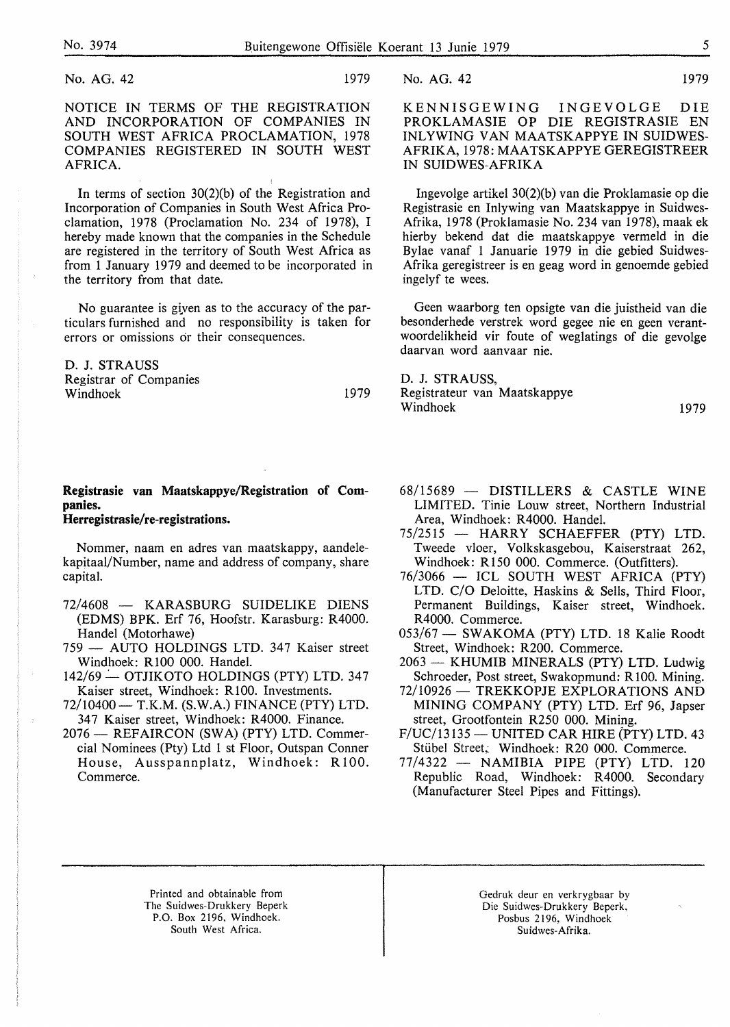No. AG. 42 1979

NOTICE IN TERMS OF THE REGISTRATION AND INCORPORATION OF COMPANIES IN SOUTH WEST AFRICA PROCLAMATION, 1978 COMPANIES REGISTERED IN SOUTH WEST AFRICA.

In terms of section 30(2)(b) of the Registration and Incorporation of Companies in South West Africa Proclamation, 1978 (Proclamation No. 234 of 1978), I hereby made known that the companies in the Schedule are registered in the territory of South West Africa as from 1 January 1979 and deemed to be incorporated in the territory from that date.

No guarantee is given as to the accuracy of the particulars furnished and no responsibility is taken for errors or omissions or their consequences.

D. J. STRAUSS
Registrar of Companies
Windhoek 1979

No. AG. 42 1979

KENNISGEWING INGEVOLGE DIE PROKLAMASIE OP DIE REGISTRASIE EN INLYWING VAN MAATSKAPPYE IN SUIDWES-AFRIKA, 1978: MAATSKAPPYE GEREGISTREER IN SUIDWES-AFRIKA

Ingevolge artikel 30(2)(b) van die Proklamasie op die Registrasie en Inlywing van Maatskappye in Suidwes-Afrika, 1978 (Proklamasie No. 234 van 1978), maak ek hierby bekend dat die maatskappye vermeld in die Bylae vanaf 1 Januarie 1979 in die gebied Suidwes-Afrika geregistreer is en geag word in genoemde gebied ingelyf te wees.

Geen waarborg ten opsigte van die juistheid van die besonderhede verstrek word gegee nie en geen verantwoordelikheid vir foute of weglatings of die gevolge daarvan word aanvaar nie.

D. J. STRAUSS,
Registrateur van Maatskappye
Windhoek 1979

**Registrasie van Maatskappye/Registration of Companies.**
**Herregistrasie/re-registrations.**

Nommer, naam en adres van maatskappy, aandelekapitaal/Number, name and address of company, share capital.

- 72/4608 — KARASBURG SUIDELIKE DIENS (EDMS) BPK. Erf 76, Hoofstr. Karasburg: R4000. Handel (Motorhawe)
- 759 — AUTO HOLDINGS LTD. 347 Kaiser street Windhoek: R100 000. Handel.
- 142/69 — OTJIKOTO HOLDINGS (PTY) LTD. 347 Kaiser street, Windhoek: R100. Investments.
- 72/10400 — T.K.M. (S.W.A.) FINANCE (PTY) LTD. 347 Kaiser street, Windhoek: R4000. Finance.
- 2076 — REFAIRCON (SWA) (PTY) LTD. Commercial Nominees (Pty) Ltd 1 st Floor, Outspan Conner House, Ausspannplatz, Windhoek: R100. Commerce.
- 68/15689 — DISTILLERS & CASTLE WINE LIMITED. Tinie Louw street, Northern Industrial Area, Windhoek: R4000. Handel.
- 75/2515 — HARRY SCHAEFFER (PTY) LTD. Tweede vloer, Volkskasgebou, Kaiserstraat 262, Windhoek: R150 000. Commerce. (Outfitters).
- 76/3066 — ICL SOUTH WEST AFRICA (PTY) LTD. C/O Deloitte, Haskins & Sells, Third Floor, Permanent Buildings, Kaiser street, Windhoek. R4000. Commerce.
- 053/67 — SWAKOMA (PTY) LTD. 18 Kalie Roodt Street, Windhoek: R200. Commerce.
- 2063 — KHUMIB MINERALS (PTY) LTD. Ludwig Schroeder, Post street, Swakopmund: R100. Mining.
- 72/10926 — TREKKOPJE EXPLORATIONS AND MINING COMPANY (PTY) LTD. Erf 96, Japser street, Grootfontein R250 000. Mining.
- F/UC/13135 — UNITED CAR HIRE (PTY) LTD. 43 Stübel Street, Windhoek: R20 000. Commerce.
- 77/4322 — NAMIBIA PIPE (PTY) LTD. 120 Republic Road, Windhoek: R4000. Secondary (Manufacturer Steel Pipes and Fittings).

Printed and obtainable from
The Suidwes-Drukkery Beperk
P.O. Box 2196, Windhoek.
South West Africa.

Gedruk deur en verkrygbaar by
Die Suidwes-Drukkery Beperk,
Posbus 2196, Windhoek
Suidwes-Afrika.